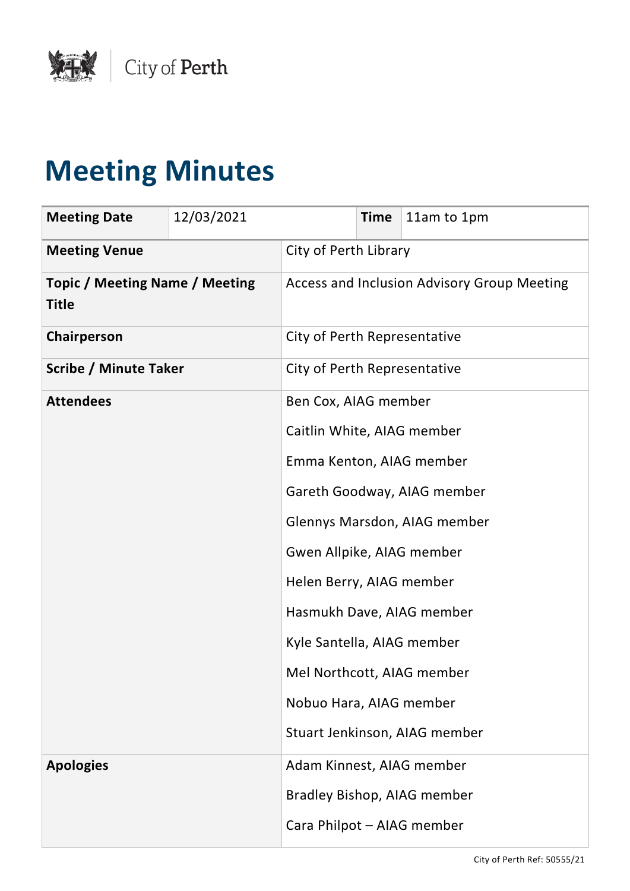City of Perth

# Meeting Minutes

| Meeting Date | 12/03/2021 | Time | 11am to 1pm |
|---|---|---|---|
| **Meeting Venue** | City of Perth Library | | |
| **Topic / Meeting Name / Meeting Title** | Access and Inclusion Advisory Group Meeting | | |
| **Chairperson** | City of Perth Representative | | |
| **Scribe / Minute Taker** | City of Perth Representative | | |
| **Attendees** | Ben Cox, AIAG member<br>Caitlin White, AIAG member<br>Emma Kenton, AIAG member<br>Gareth Goodway, AIAG member<br>Glennys Marsdon, AIAG member<br>Gwen Allpike, AIAG member<br>Helen Berry, AIAG member<br>Hasmukh Dave, AIAG member<br>Kyle Santella, AIAG member<br>Mel Northcott, AIAG member<br>Nobuo Hara, AIAG member<br>Stuart Jenkinson, AIAG member | | |
| **Apologies** | Adam Kinnest, AIAG member<br>Bradley Bishop, AIAG member<br>Cara Philpot – AIAG member | | |

City of Perth Ref: 50555/21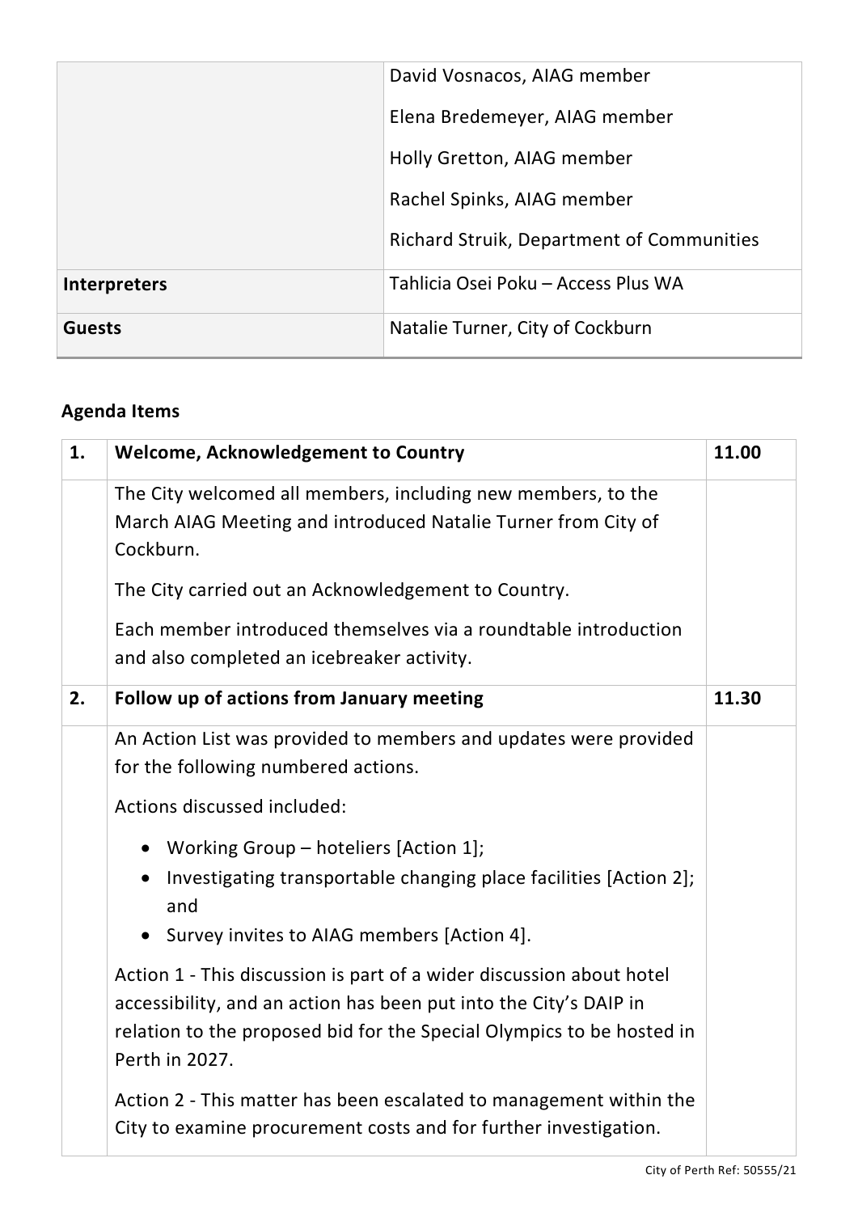| | |
|---|---|
| | David Vosnacos, AIAG member<br>Elena Bredemeyer, AIAG member<br>Holly Gretton, AIAG member<br>Rachel Spinks, AIAG member<br>Richard Struik, Department of Communities |
| **Interpreters** | Tahlicia Osei Poku – Access Plus WA |
| **Guests** | Natalie Turner, City of Cockburn |

## Agenda Items

| | | |
|---|---|---|
| **1.** | **Welcome, Acknowledgement to Country** | **11.00** |
| | The City welcomed all members, including new members, to the March AIAG Meeting and introduced Natalie Turner from City of Cockburn.<br><br>The City carried out an Acknowledgement to Country.<br><br>Each member introduced themselves via a roundtable introduction and also completed an icebreaker activity. | |
| **2.** | **Follow up of actions from January meeting** | **11.30** |
| | An Action List was provided to members and updates were provided for the following numbered actions.<br><br>Actions discussed included:<br><br>• Working Group – hoteliers [Action 1];<br>• Investigating transportable changing place facilities [Action 2]; and<br>• Survey invites to AIAG members [Action 4].<br><br>Action 1 - This discussion is part of a wider discussion about hotel accessibility, and an action has been put into the City's DAIP in relation to the proposed bid for the Special Olympics to be hosted in Perth in 2027.<br><br>Action 2 - This matter has been escalated to management within the City to examine procurement costs and for further investigation. | |

City of Perth Ref: 50555/21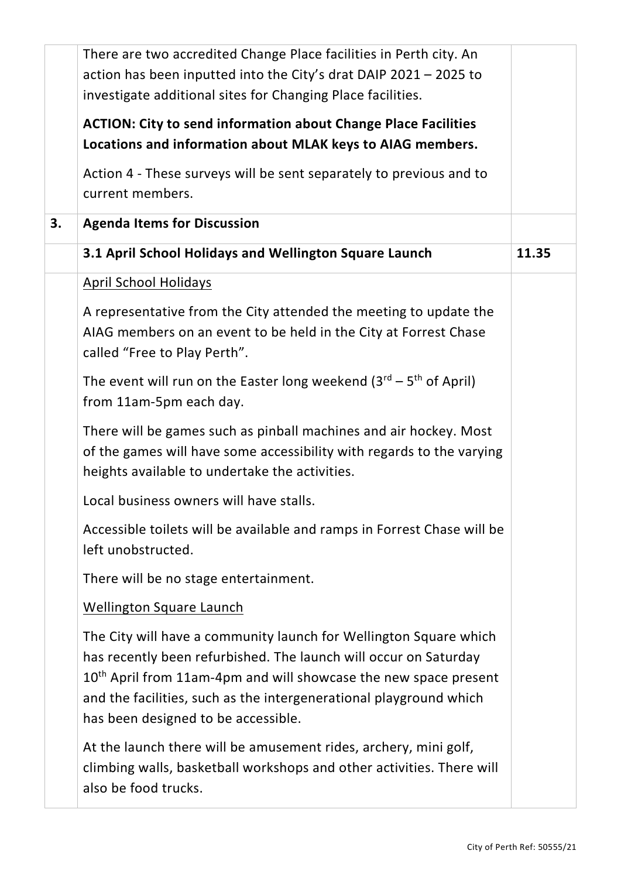| | | |
|---|---|---|
| | There are two accredited Change Place facilities in Perth city. An action has been inputted into the City's drat DAIP 2021 – 2025 to investigate additional sites for Changing Place facilities.<br><br>**ACTION: City to send information about Change Place Facilities Locations and information about MLAK keys to AIAG members.**<br><br>Action 4 - These surveys will be sent separately to previous and to current members. | |
| **3.** | **Agenda Items for Discussion** | |
| | **3.1 April School Holidays and Wellington Square Launch** | **11.35** |
| | <u>April School Holidays</u><br><br>A representative from the City attended the meeting to update the AIAG members on an event to be held in the City at Forrest Chase called "Free to Play Perth".<br><br>The event will run on the Easter long weekend (3rd – 5th of April) from 11am-5pm each day.<br><br>There will be games such as pinball machines and air hockey. Most of the games will have some accessibility with regards to the varying heights available to undertake the activities.<br><br>Local business owners will have stalls.<br><br>Accessible toilets will be available and ramps in Forrest Chase will be left unobstructed.<br><br>There will be no stage entertainment.<br><br><u>Wellington Square Launch</u><br><br>The City will have a community launch for Wellington Square which has recently been refurbished. The launch will occur on Saturday 10th April from 11am-4pm and will showcase the new space present and the facilities, such as the intergenerational playground which has been designed to be accessible.<br><br>At the launch there will be amusement rides, archery, mini golf, climbing walls, basketball workshops and other activities. There will also be food trucks. | |

City of Perth Ref: 50555/21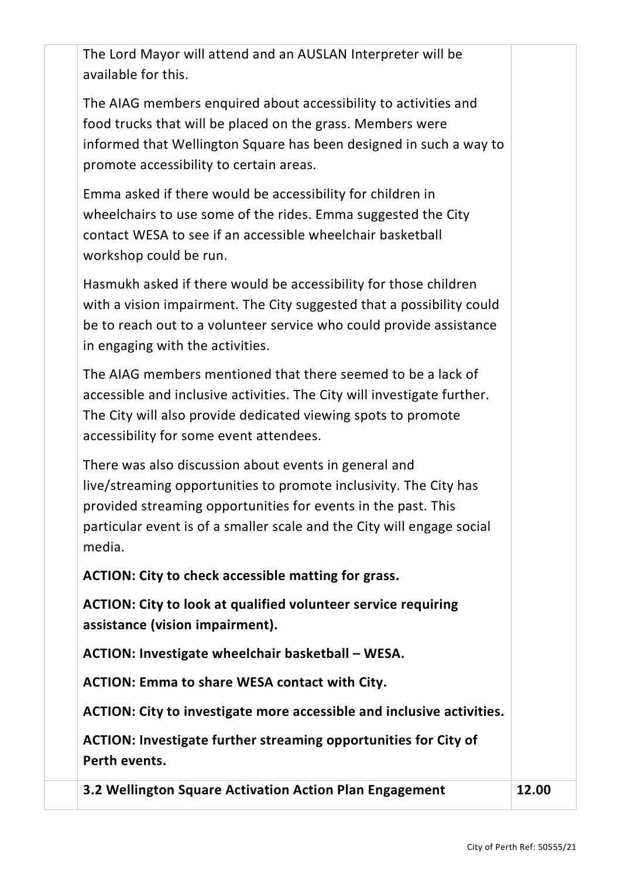| | | |
|---|---|---|
| | The Lord Mayor will attend and an AUSLAN Interpreter will be available for this.<br><br>The AIAG members enquired about accessibility to activities and food trucks that will be placed on the grass. Members were informed that Wellington Square has been designed in such a way to promote accessibility to certain areas.<br><br>Emma asked if there would be accessibility for children in wheelchairs to use some of the rides. Emma suggested the City contact WESA to see if an accessible wheelchair basketball workshop could be run.<br><br>Hasmukh asked if there would be accessibility for those children with a vision impairment. The City suggested that a possibility could be to reach out to a volunteer service who could provide assistance in engaging with the activities.<br><br>The AIAG members mentioned that there seemed to be a lack of accessible and inclusive activities. The City will investigate further. The City will also provide dedicated viewing spots to promote accessibility for some event attendees.<br><br>There was also discussion about events in general and live/streaming opportunities to promote inclusivity. The City has provided streaming opportunities for events in the past. This particular event is of a smaller scale and the City will engage social media.<br><br>**ACTION: City to check accessible matting for grass.**<br><br>**ACTION: City to look at qualified volunteer service requiring assistance (vision impairment).**<br><br>**ACTION: Investigate wheelchair basketball – WESA.**<br><br>**ACTION: Emma to share WESA contact with City.**<br><br>**ACTION: City to investigate more accessible and inclusive activities.**<br><br>**ACTION: Investigate further streaming opportunities for City of Perth events.** | |
| | **3.2 Wellington Square Activation Action Plan Engagement** | **12.00** |

City of Perth Ref: 50555/21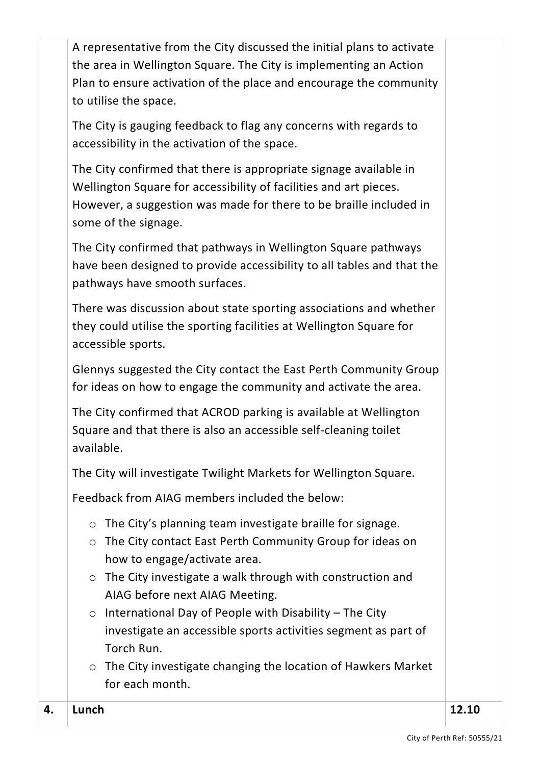| | | |
|---|---|---|
| | A representative from the City discussed the initial plans to activate the area in Wellington Square. The City is implementing an Action Plan to ensure activation of the place and encourage the community to utilise the space.<br><br>The City is gauging feedback to flag any concerns with regards to accessibility in the activation of the space.<br><br>The City confirmed that there is appropriate signage available in Wellington Square for accessibility of facilities and art pieces. However, a suggestion was made for there to be braille included in some of the signage.<br><br>The City confirmed that pathways in Wellington Square pathways have been designed to provide accessibility to all tables and that the pathways have smooth surfaces.<br><br>There was discussion about state sporting associations and whether they could utilise the sporting facilities at Wellington Square for accessible sports.<br><br>Glennys suggested the City contact the East Perth Community Group for ideas on how to engage the community and activate the area.<br><br>The City confirmed that ACROD parking is available at Wellington Square and that there is also an accessible self-cleaning toilet available.<br><br>The City will investigate Twilight Markets for Wellington Square.<br><br>Feedback from AIAG members included the below:<br><br>o The City's planning team investigate braille for signage.<br>o The City contact East Perth Community Group for ideas on how to engage/activate area.<br>o The City investigate a walk through with construction and AIAG before next AIAG Meeting.<br>o International Day of People with Disability – The City investigate an accessible sports activities segment as part of Torch Run.<br>o The City investigate changing the location of Hawkers Market for each month. | |
| **4.** | **Lunch** | **12.10** |

City of Perth Ref: 50555/21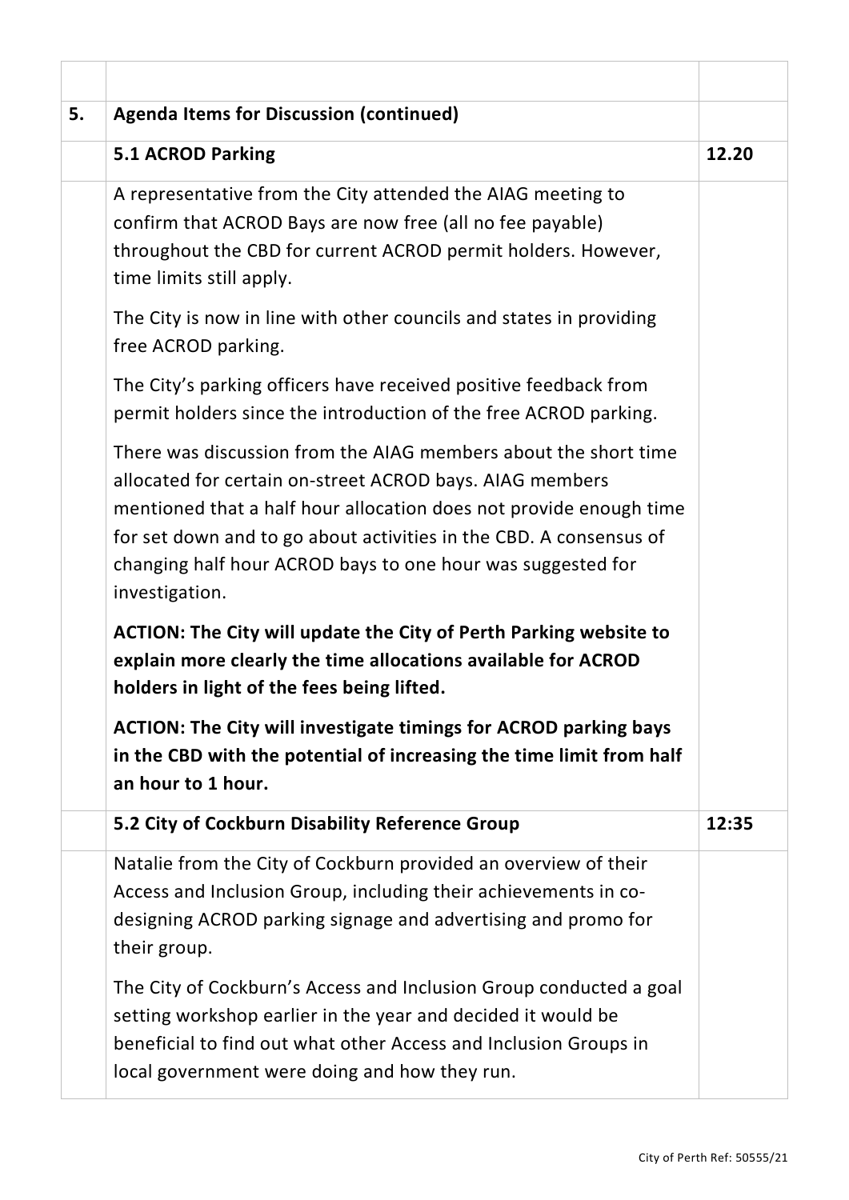| | | |
|---|---|---|
| **5.** | **Agenda Items for Discussion (continued)** | |
| | **5.1 ACROD Parking** | **12.20** |
| | A representative from the City attended the AIAG meeting to confirm that ACROD Bays are now free (all no fee payable) throughout the CBD for current ACROD permit holders. However, time limits still apply.<br><br>The City is now in line with other councils and states in providing free ACROD parking.<br><br>The City's parking officers have received positive feedback from permit holders since the introduction of the free ACROD parking.<br><br>There was discussion from the AIAG members about the short time allocated for certain on-street ACROD bays. AIAG members mentioned that a half hour allocation does not provide enough time for set down and to go about activities in the CBD. A consensus of changing half hour ACROD bays to one hour was suggested for investigation.<br><br>**ACTION: The City will update the City of Perth Parking website to explain more clearly the time allocations available for ACROD holders in light of the fees being lifted.**<br><br>**ACTION: The City will investigate timings for ACROD parking bays in the CBD with the potential of increasing the time limit from half an hour to 1 hour.** | |
| | **5.2 City of Cockburn Disability Reference Group** | **12:35** |
| | Natalie from the City of Cockburn provided an overview of their Access and Inclusion Group, including their achievements in co-designing ACROD parking signage and advertising and promo for their group.<br><br>The City of Cockburn's Access and Inclusion Group conducted a goal setting workshop earlier in the year and decided it would be beneficial to find out what other Access and Inclusion Groups in local government were doing and how they run. | |

City of Perth Ref: 50555/21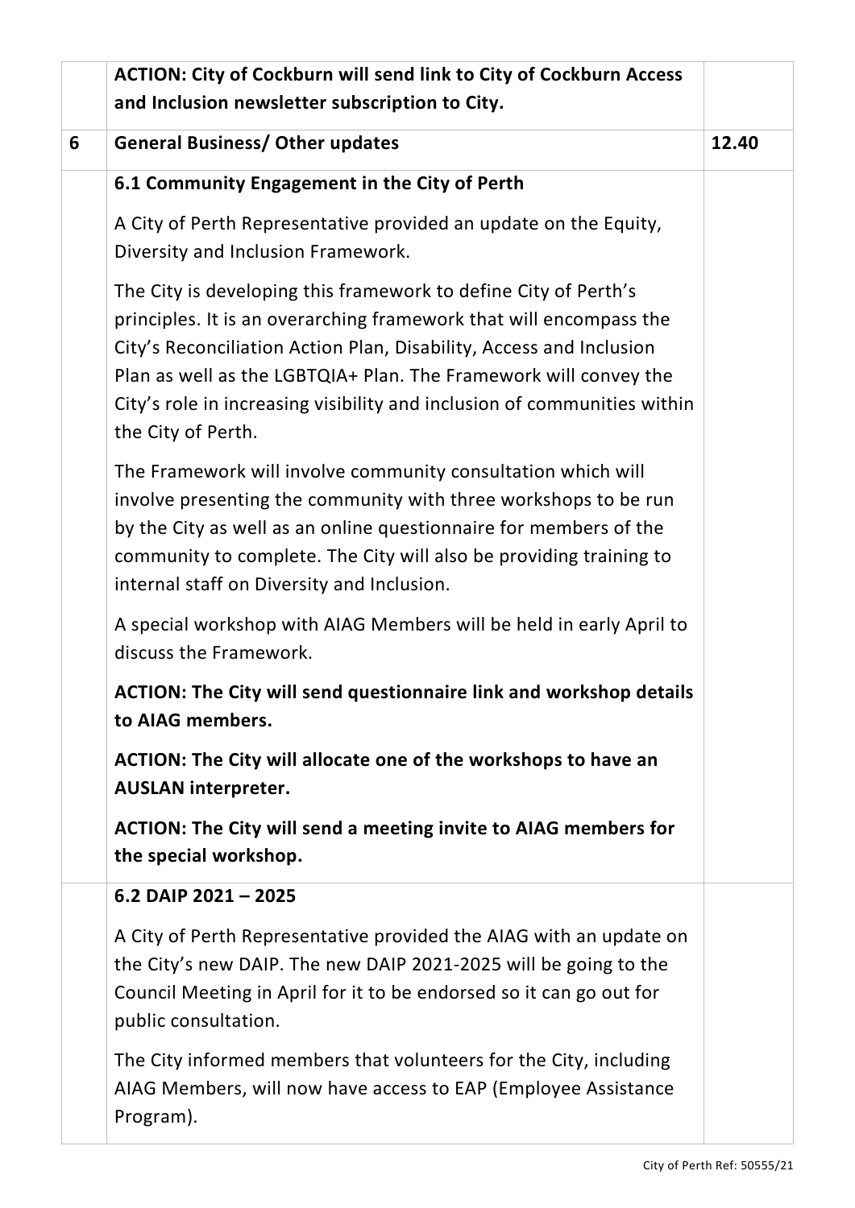| | | |
|---|---|---|
| | **ACTION: City of Cockburn will send link to City of Cockburn Access and Inclusion newsletter subscription to City.** | |
| **6** | **General Business/ Other updates** | **12.40** |
| | **6.1 Community Engagement in the City of Perth**<br><br>A City of Perth Representative provided an update on the Equity, Diversity and Inclusion Framework.<br><br>The City is developing this framework to define City of Perth's principles. It is an overarching framework that will encompass the City's Reconciliation Action Plan, Disability, Access and Inclusion Plan as well as the LGBTQIA+ Plan. The Framework will convey the City's role in increasing visibility and inclusion of communities within the City of Perth.<br><br>The Framework will involve community consultation which will involve presenting the community with three workshops to be run by the City as well as an online questionnaire for members of the community to complete. The City will also be providing training to internal staff on Diversity and Inclusion.<br><br>A special workshop with AIAG Members will be held in early April to discuss the Framework.<br><br>**ACTION: The City will send questionnaire link and workshop details to AIAG members.**<br><br>**ACTION: The City will allocate one of the workshops to have an AUSLAN interpreter.**<br><br>**ACTION: The City will send a meeting invite to AIAG members for the special workshop.** | |
| | **6.2 DAIP 2021 – 2025**<br><br>A City of Perth Representative provided the AIAG with an update on the City's new DAIP. The new DAIP 2021-2025 will be going to the Council Meeting in April for it to be endorsed so it can go out for public consultation.<br><br>The City informed members that volunteers for the City, including AIAG Members, will now have access to EAP (Employee Assistance Program). | |

City of Perth Ref: 50555/21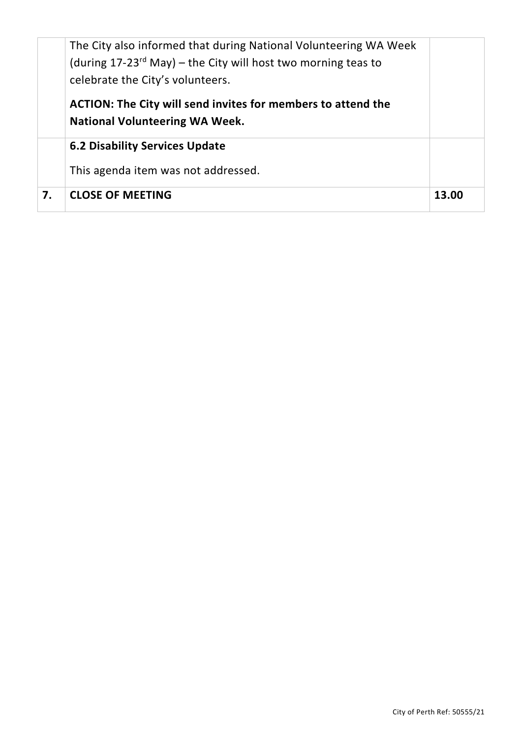| | | |
|---|---|---|
| | The City also informed that during National Volunteering WA Week (during 17-23rd May) – the City will host two morning teas to celebrate the City's volunteers.<br><br>**ACTION: The City will send invites for members to attend the National Volunteering WA Week.** | |
| | **6.2 Disability Services Update**<br><br>This agenda item was not addressed. | |
| **7.** | **CLOSE OF MEETING** | **13.00** |

City of Perth Ref: 50555/21